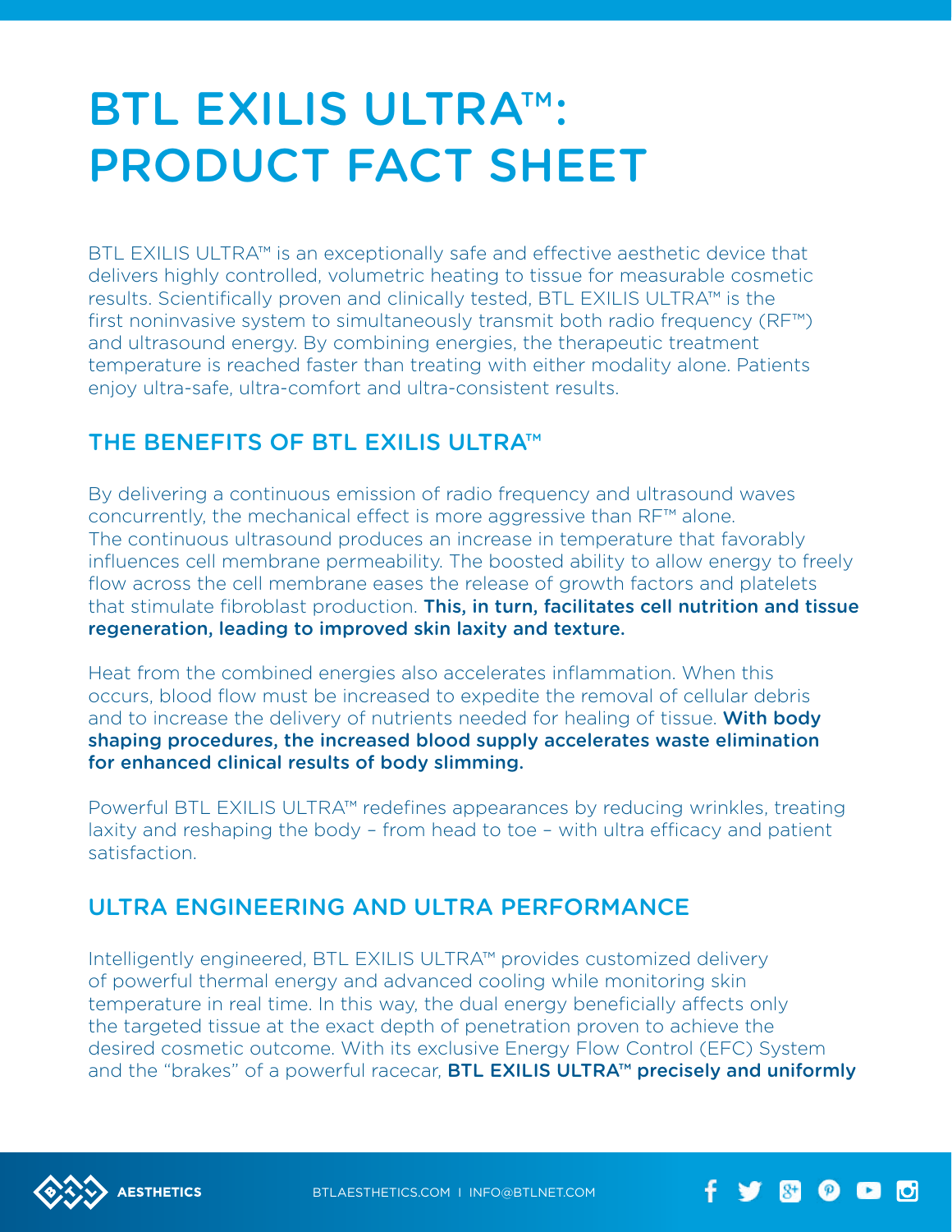# BTL EXILIS ULTRA™: PRODUCT FACT SHEET

BTL EXILIS ULTRA™ is an exceptionally safe and effective aesthetic device that delivers highly controlled, volumetric heating to tissue for measurable cosmetic results. Scientifically proven and clinically tested, BTL EXILIS ULTRA™ is the first noninvasive system to simultaneously transmit both radio frequency (RF™) and ultrasound energy. By combining energies, the therapeutic treatment temperature is reached faster than treating with either modality alone. Patients enjoy ultra-safe, ultra-comfort and ultra-consistent results.

## THE BENEFITS OF BTL EXILIS ULTRA™

By delivering a continuous emission of radio frequency and ultrasound waves concurrently, the mechanical effect is more aggressive than RF™ alone. The continuous ultrasound produces an increase in temperature that favorably influences cell membrane permeability. The boosted ability to allow energy to freely flow across the cell membrane eases the release of growth factors and platelets that stimulate fibroblast production. **This, in turn, facilitates cell nutrition and tissue regeneration, leading to improved skin laxity and texture.**

Heat from the combined energies also accelerates inflammation. When this occurs, blood flow must be increased to expedite the removal of cellular debris and to increase the delivery of nutrients needed for healing of tissue. **With body shaping procedures, the increased blood supply accelerates waste elimination for enhanced clinical results of body slimming.**

Powerful BTL EXILIS ULTRA™ redefines appearances by reducing wrinkles, treating laxity and reshaping the body – from head to toe – with ultra efficacy and patient satisfaction.

## ULTRA ENGINEERING AND ULTRA PERFORMANCE

Intelligently engineered, BTL EXILIS ULTRA™ provides customized delivery of powerful thermal energy and advanced cooling while monitoring skin temperature in real time. In this way, the dual energy beneficially affects only the targeted tissue at the exact depth of penetration proven to achieve the desired cosmetic outcome. With its exclusive Energy Flow Control (EFC) System and the "brakes" of a powerful racecar, **BTL EXILIS ULTRA™ precisely and uniformly**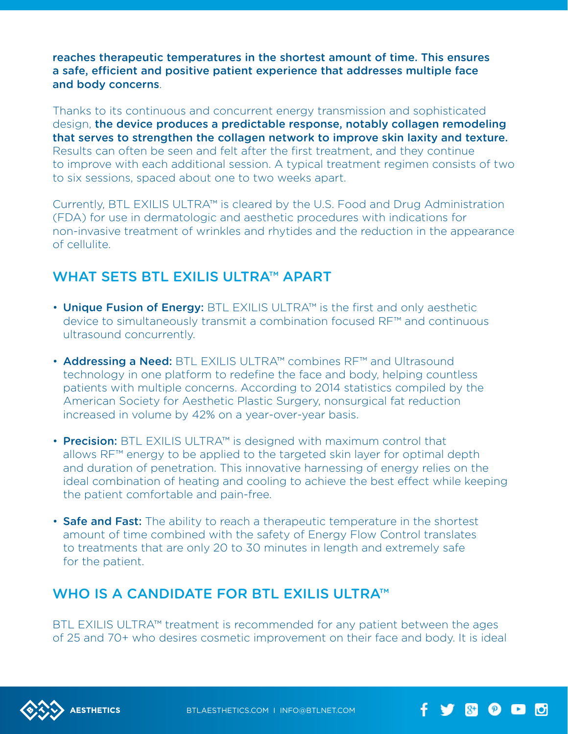**reaches therapeutic temperatures in the shortest amount of time. This ensures a safe, efficient and positive patient experience that addresses multiple face and body concerns**.

Thanks to its continuous and concurrent energy transmission and sophisticated design, **the device produces a predictable response, notably collagen remodeling that serves to strengthen the collagen network to improve skin laxity and texture.** Results can often be seen and felt after the first treatment, and they continue to improve with each additional session. A typical treatment regimen consists of two to six sessions, spaced about one to two weeks apart.

Currently, BTL EXILIS ULTRA™ is cleared by the U.S. Food and Drug Administration (FDA) for use in dermatologic and aesthetic procedures with indications for non-invasive treatment of wrinkles and rhytides and the reduction in the appearance of cellulite.

## WHAT SETS BTL EXILIS ULTRA™ APART

- **Unique Fusion of Energy:** BTL EXILIS ULTRA™ is the first and only aesthetic device to simultaneously transmit a combination focused RF™ and continuous ultrasound concurrently.
- **Addressing a Need:** BTL EXILIS ULTRA™ combines RF™ and Ultrasound technology in one platform to redefine the face and body, helping countless patients with multiple concerns. According to 2014 statistics compiled by the American Society for Aesthetic Plastic Surgery, nonsurgical fat reduction increased in volume by 42% on a year-over-year basis.
- **Precision:** BTL EXILIS ULTRA™ is designed with maximum control that allows RF™ energy to be applied to the targeted skin layer for optimal depth and duration of penetration. This innovative harnessing of energy relies on the ideal combination of heating and cooling to achieve the best effect while keeping the patient comfortable and pain-free.
- **Safe and Fast:** The ability to reach a therapeutic temperature in the shortest amount of time combined with the safety of Energy Flow Control translates to treatments that are only 20 to 30 minutes in length and extremely safe for the patient.

## WHO IS A CANDIDATE FOR BTL EXILIS ULTRA™

BTL EXILIS ULTRA™ treatment is recommended for any patient between the ages of 25 and 70+ who desires cosmetic improvement on their face and body. It is ideal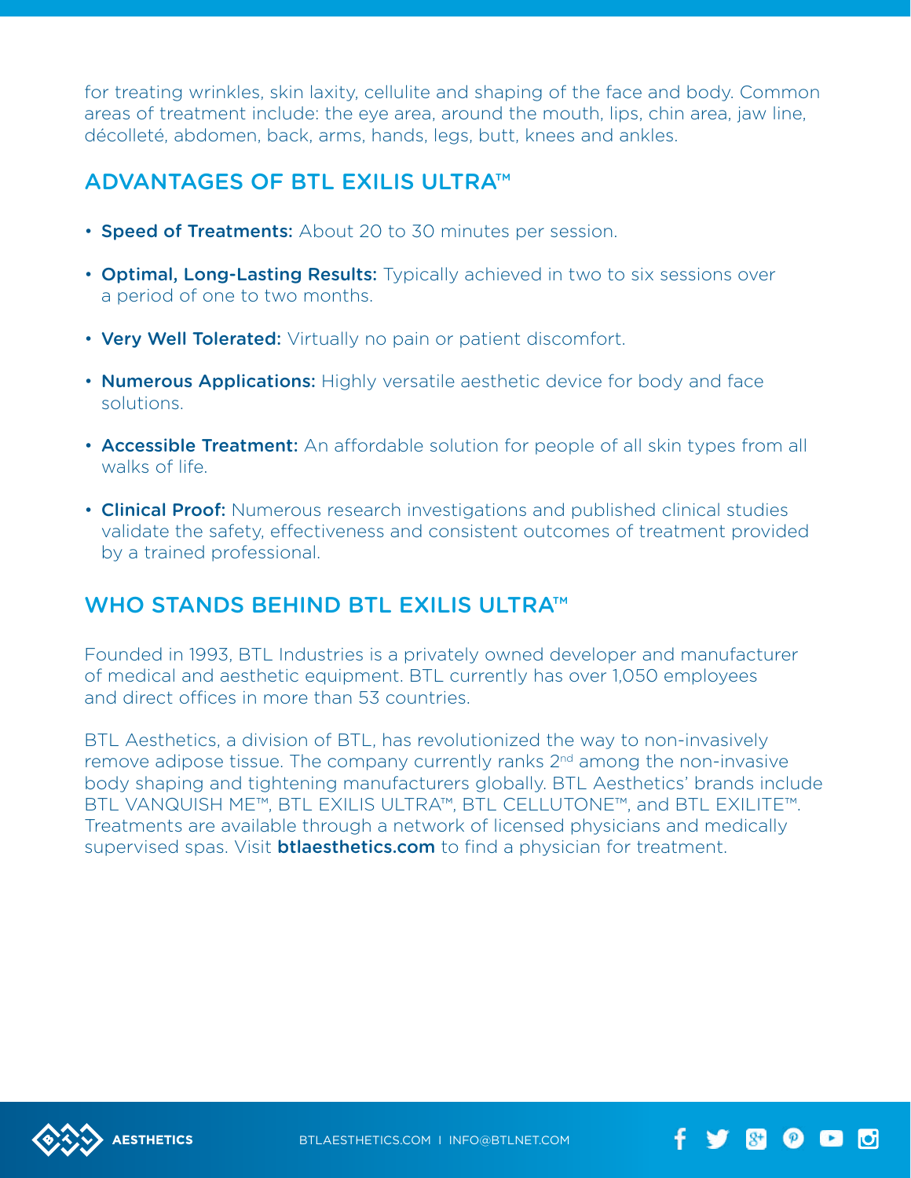for treating wrinkles, skin laxity, cellulite and shaping of the face and body. Common areas of treatment include: the eye area, around the mouth, lips, chin area, jaw line, décolleté, abdomen, back, arms, hands, legs, butt, knees and ankles.

## ADVANTAGES OF BTL EXILIS ULTRA™

- **Speed of Treatments:** About 20 to 30 minutes per session.
- **Optimal, Long-Lasting Results:** Typically achieved in two to six sessions over a period of one to two months.
- **Very Well Tolerated:** Virtually no pain or patient discomfort.
- **Numerous Applications:** Highly versatile aesthetic device for body and face solutions.
- **Accessible Treatment:** An affordable solution for people of all skin types from all walks of life.
- **Clinical Proof:** Numerous research investigations and published clinical studies validate the safety, effectiveness and consistent outcomes of treatment provided by a trained professional.

## WHO STANDS BEHIND BTL EXILIS ULTRA™

Founded in 1993, BTL Industries is a privately owned developer and manufacturer of medical and aesthetic equipment. BTL currently has over 1,050 employees and direct offices in more than 53 countries.

BTL Aesthetics, a division of BTL, has revolutionized the way to non-invasively remove adipose tissue. The company currently ranks 2nd among the non-invasive body shaping and tightening manufacturers globally. BTL Aesthetics' brands include BTL VANQUISH ME™, BTL EXILIS ULTRA™, BTL CELLUTONE™, and BTL EXILITE™. Treatments are available through a network of licensed physicians and medically supervised spas. Visit **btlaesthetics.com** to find a physician for treatment.

AESTHETICS

BTLAESTHETICS.COM | INFO@BTLNET.COM